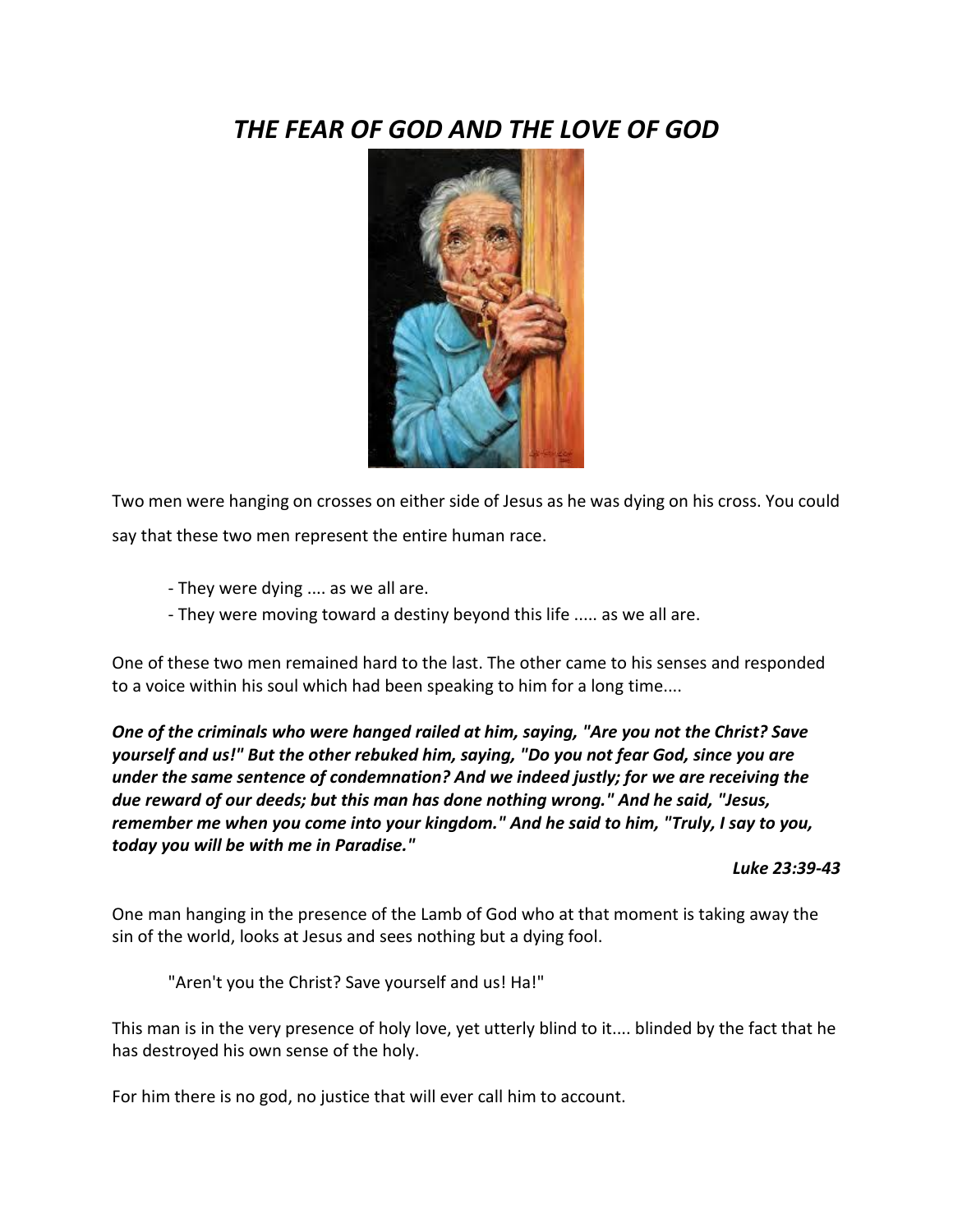# ***THE FEAR OF GOD AND THE LOVE OF GOD***

Two men were hanging on crosses on either side of Jesus as he was dying on his cross. You could say that these two men represent the entire human race.

- They were dying .... as we all are.
- They were moving toward a destiny beyond this life ..... as we all are.

One of these two men remained hard to the last. The other came to his senses and responded to a voice within his soul which had been speaking to him for a long time....

***One of the criminals who were hanged railed at him, saying, "Are you not the Christ? Save yourself and us!" But the other rebuked him, saying, "Do you not fear God, since you are under the same sentence of condemnation? And we indeed justly; for we are receiving the due reward of our deeds; but this man has done nothing wrong." And he said, "Jesus, remember me when you come into your kingdom." And he said to him, "Truly, I say to you, today you will be with me in Paradise."***

***Luke 23:39-43***

One man hanging in the presence of the Lamb of God who at that moment is taking away the sin of the world, looks at Jesus and sees nothing but a dying fool.

"Aren't you the Christ? Save yourself and us! Ha!"

This man is in the very presence of holy love, yet utterly blind to it.... blinded by the fact that he has destroyed his own sense of the holy.

For him there is no god, no justice that will ever call him to account.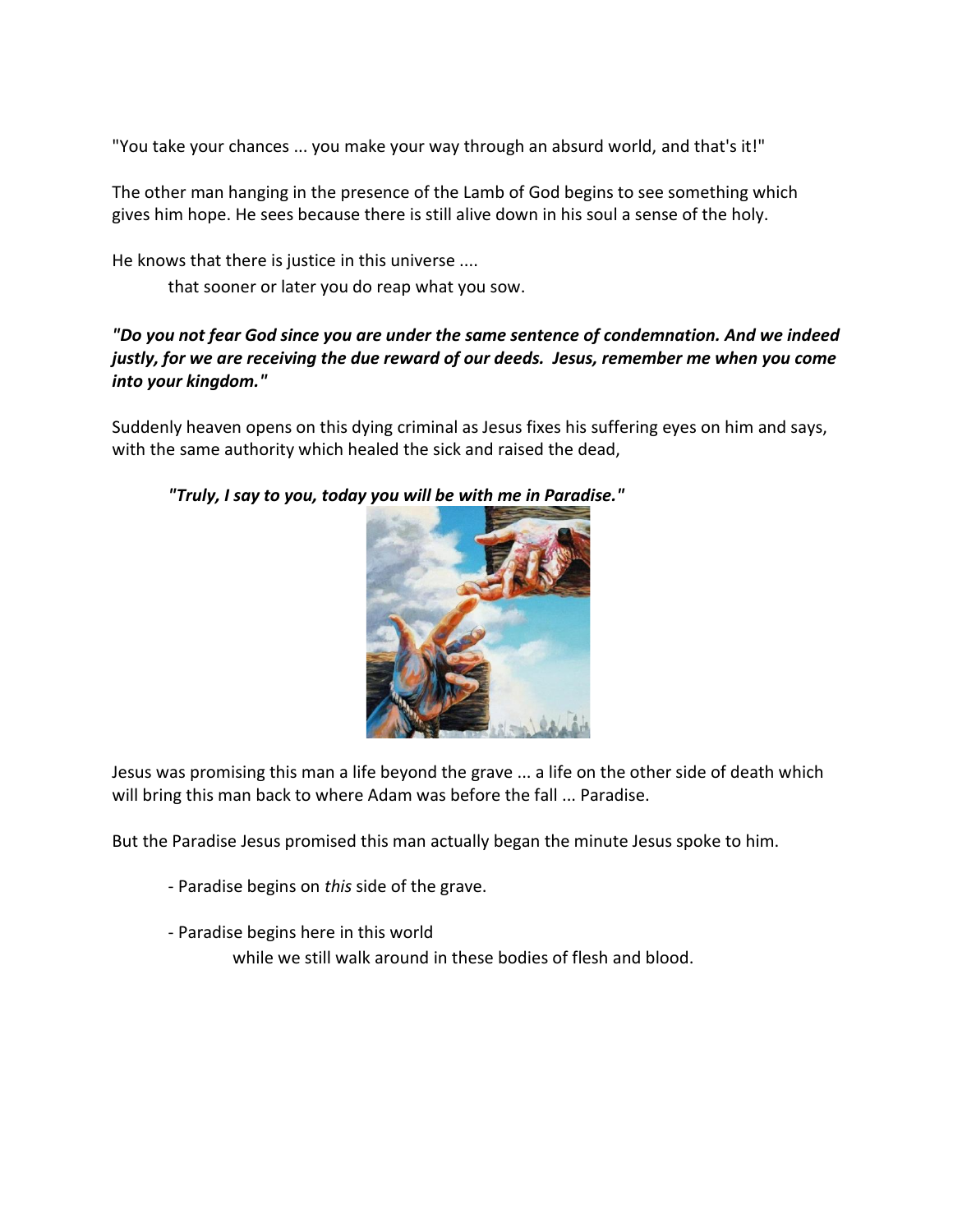"You take your chances ... you make your way through an absurd world, and that's it!"

The other man hanging in the presence of the Lamb of God begins to see something which gives him hope. He sees because there is still alive down in his soul a sense of the holy.

He knows that there is justice in this universe ....

that sooner or later you do reap what you sow.

***"Do you not fear God since you are under the same sentence of condemnation. And we indeed justly, for we are receiving the due reward of our deeds. Jesus, remember me when you come into your kingdom."***

Suddenly heaven opens on this dying criminal as Jesus fixes his suffering eyes on him and says, with the same authority which healed the sick and raised the dead,

***"Truly, I say to you, today you will be with me in Paradise."***

Jesus was promising this man a life beyond the grave ... a life on the other side of death which will bring this man back to where Adam was before the fall ... Paradise.

But the Paradise Jesus promised this man actually began the minute Jesus spoke to him.

- Paradise begins on *this* side of the grave.

- Paradise begins here in this world
  while we still walk around in these bodies of flesh and blood.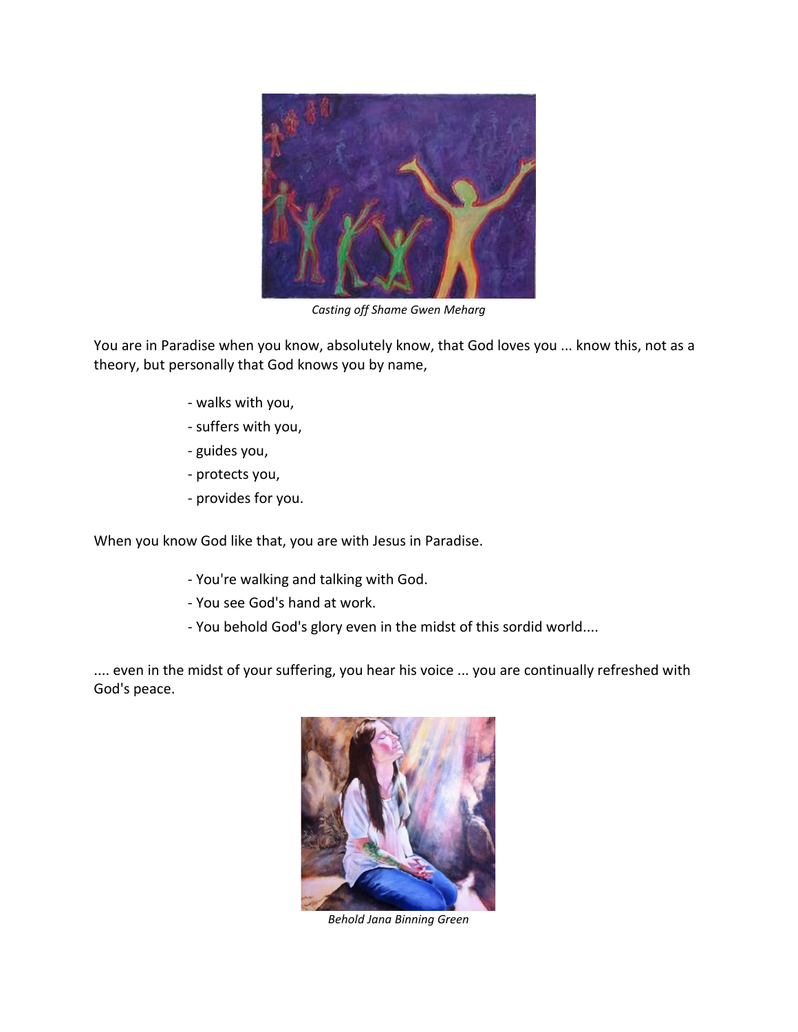*Casting off Shame Gwen Meharg*

You are in Paradise when you know, absolutely know, that God loves you ... know this, not as a theory, but personally that God knows you by name,

- walks with you,
- suffers with you,
- guides you,
- protects you,
- provides for you.

When you know God like that, you are with Jesus in Paradise.

- You're walking and talking with God.
- You see God's hand at work.
- You behold God's glory even in the midst of this sordid world....

.... even in the midst of your suffering, you hear his voice ... you are continually refreshed with God's peace.

*Behold Jana Binning Green*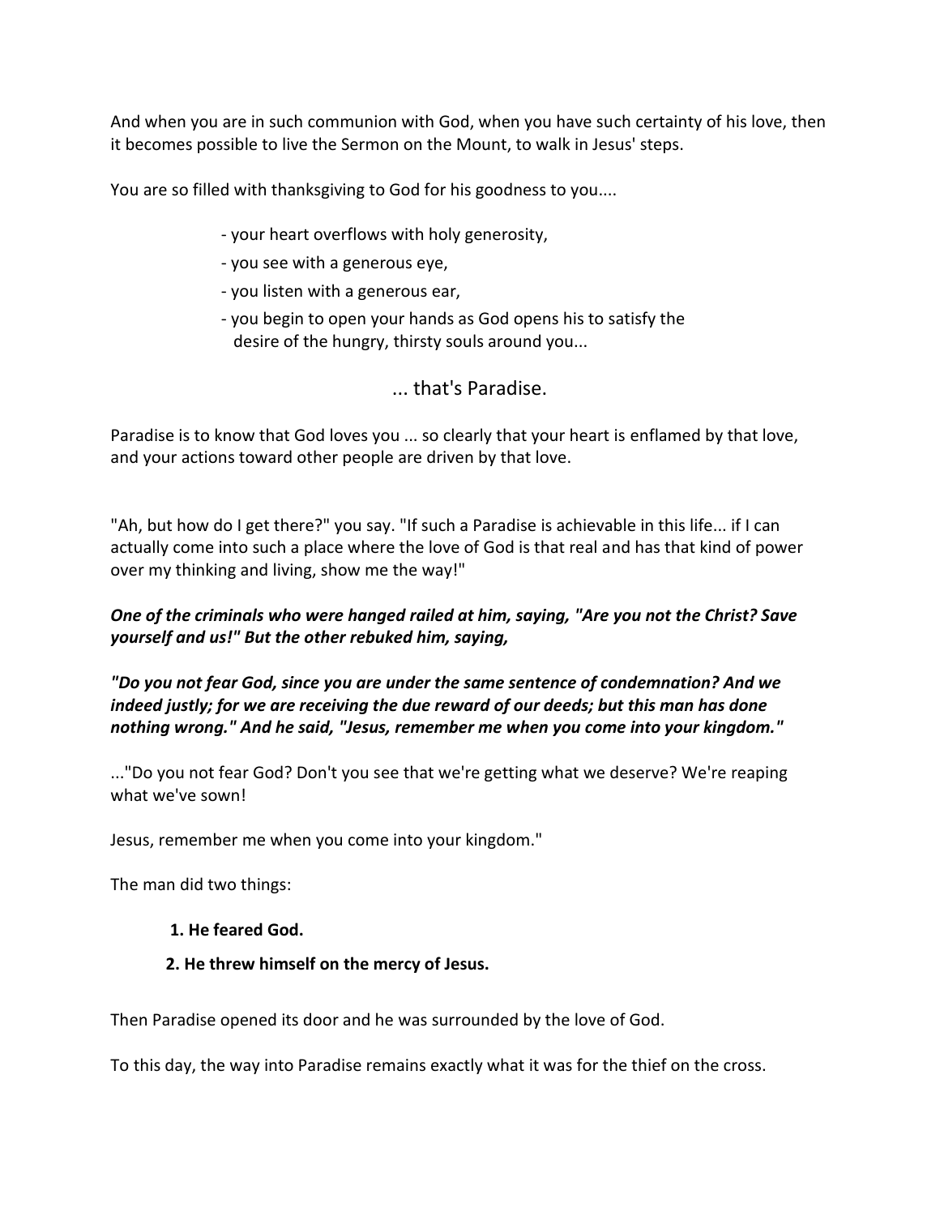And when you are in such communion with God, when you have such certainty of his love, then it becomes possible to live the Sermon on the Mount, to walk in Jesus' steps.

You are so filled with thanksgiving to God for his goodness to you....

- your heart overflows with holy generosity,
- you see with a generous eye,
- you listen with a generous ear,
- you begin to open your hands as God opens his to satisfy the desire of the hungry, thirsty souls around you...

... that's Paradise.

Paradise is to know that God loves you ... so clearly that your heart is enflamed by that love, and your actions toward other people are driven by that love.

"Ah, but how do I get there?" you say. "If such a Paradise is achievable in this life... if I can actually come into such a place where the love of God is that real and has that kind of power over my thinking and living, show me the way!"

***One of the criminals who were hanged railed at him, saying, "Are you not the Christ? Save yourself and us!" But the other rebuked him, saying,***

***"Do you not fear God, since you are under the same sentence of condemnation? And we indeed justly; for we are receiving the due reward of our deeds; but this man has done nothing wrong." And he said, "Jesus, remember me when you come into your kingdom."***

..."Do you not fear God? Don't you see that we're getting what we deserve? We're reaping what we've sown!

Jesus, remember me when you come into your kingdom."

The man did two things:

**1. He feared God.**

**2. He threw himself on the mercy of Jesus.**

Then Paradise opened its door and he was surrounded by the love of God.

To this day, the way into Paradise remains exactly what it was for the thief on the cross.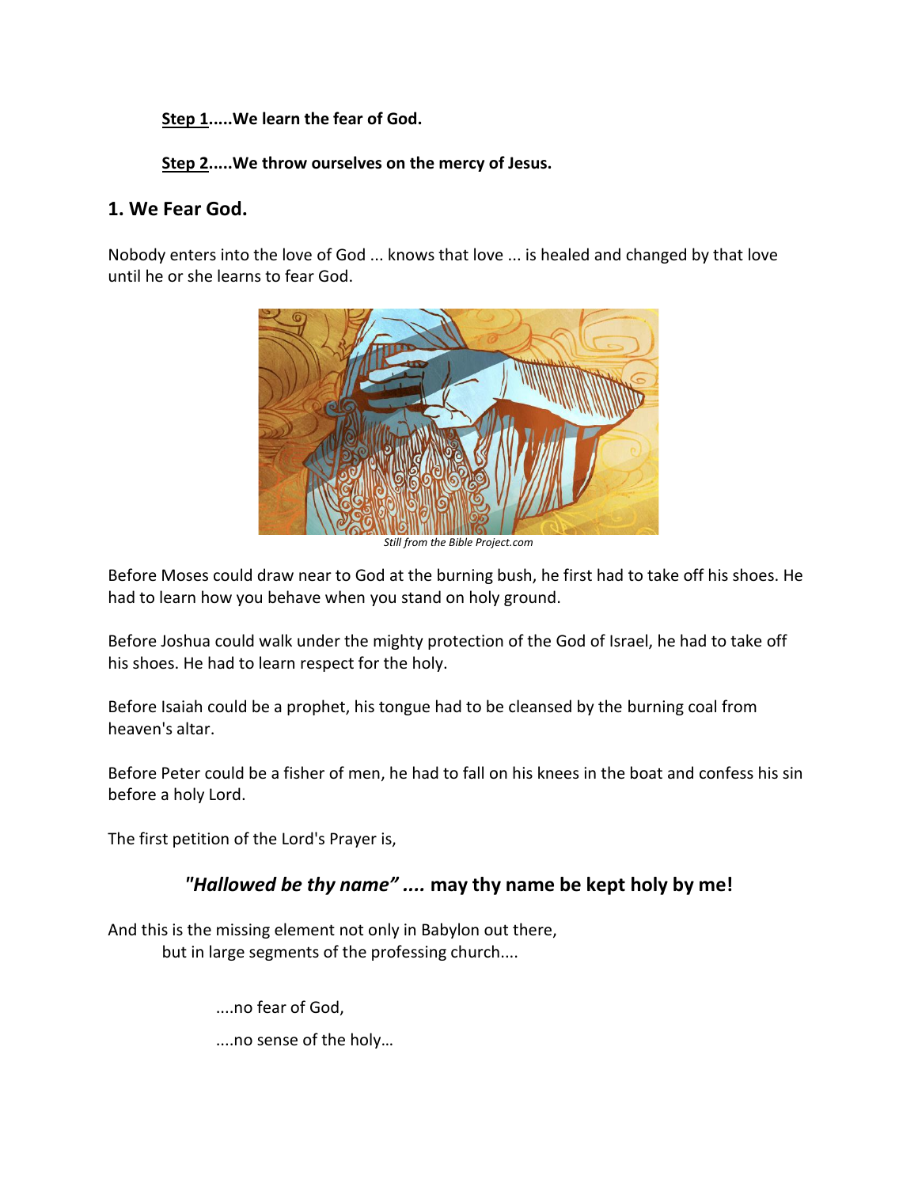**<u>Step 1</u>.....We learn the fear of God.**

**<u>Step 2</u>.....We throw ourselves on the mercy of Jesus.**

## 1. We Fear God.

Nobody enters into the love of God ... knows that love ... is healed and changed by that love until he or she learns to fear God.

*Still from the Bible Project.com*

Before Moses could draw near to God at the burning bush, he first had to take off his shoes. He had to learn how you behave when you stand on holy ground.

Before Joshua could walk under the mighty protection of the God of Israel, he had to take off his shoes. He had to learn respect for the holy.

Before Isaiah could be a prophet, his tongue had to be cleansed by the burning coal from heaven's altar.

Before Peter could be a fisher of men, he had to fall on his knees in the boat and confess his sin before a holy Lord.

The first petition of the Lord's Prayer is,

### *"Hallowed be thy name" ....* may thy name be kept holy by me!

And this is the missing element not only in Babylon out there,
but in large segments of the professing church....

....no fear of God,

....no sense of the holy…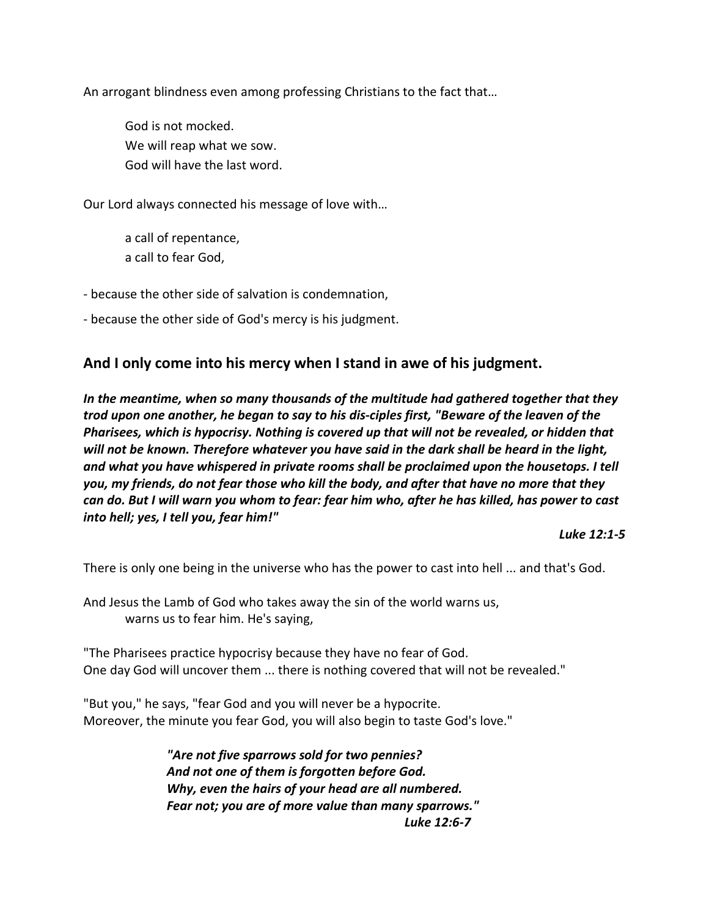An arrogant blindness even among professing Christians to the fact that…

> God is not mocked.
> We will reap what we sow.
> God will have the last word.

Our Lord always connected his message of love with…

> a call of repentance,
> a call to fear God,

- because the other side of salvation is condemnation,
- because the other side of God's mercy is his judgment.

### And I only come into his mercy when I stand in awe of his judgment.

***In the meantime, when so many thousands of the multitude had gathered together that they trod upon one another, he began to say to his dis-ciples first, "Beware of the leaven of the Pharisees, which is hypocrisy. Nothing is covered up that will not be revealed, or hidden that will not be known. Therefore whatever you have said in the dark shall be heard in the light, and what you have whispered in private rooms shall be proclaimed upon the housetops. I tell you, my friends, do not fear those who kill the body, and after that have no more that they can do. But I will warn you whom to fear: fear him who, after he has killed, has power to cast into hell; yes, I tell you, fear him!"***

***Luke 12:1-5***

There is only one being in the universe who has the power to cast into hell ... and that's God.

And Jesus the Lamb of God who takes away the sin of the world warns us,
warns us to fear him. He's saying,

"The Pharisees practice hypocrisy because they have no fear of God.
One day God will uncover them ... there is nothing covered that will not be revealed."

"But you," he says, "fear God and you will never be a hypocrite.
Moreover, the minute you fear God, you will also begin to taste God's love."

> ***"Are not five sparrows sold for two pennies?***
> ***And not one of them is forgotten before God.***
> ***Why, even the hairs of your head are all numbered.***
> ***Fear not; you are of more value than many sparrows."***
> ***Luke 12:6-7***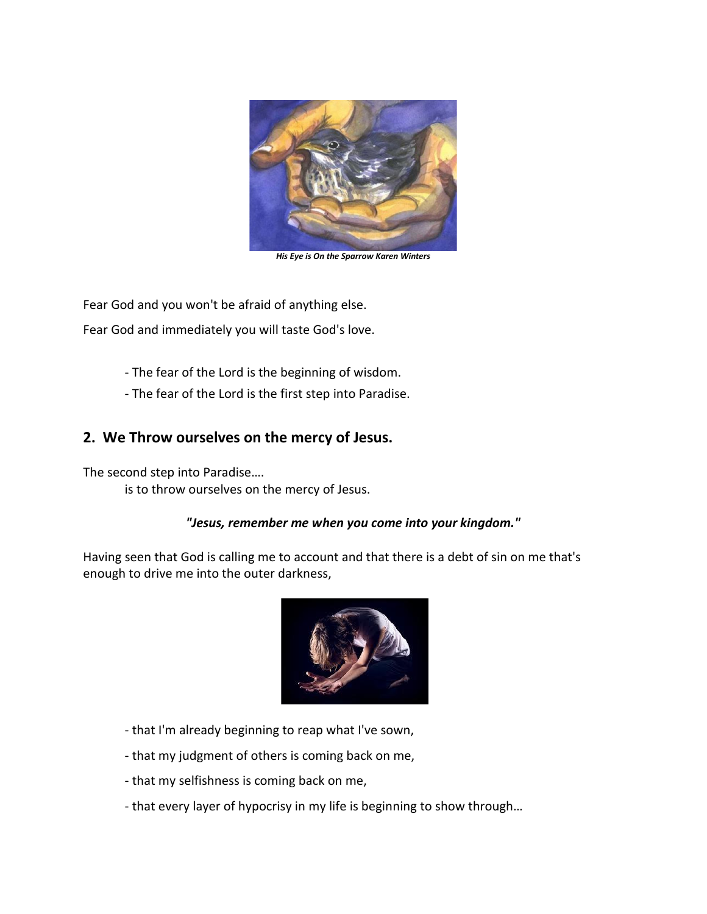*His Eye is On the Sparrow Karen Winters*

Fear God and you won't be afraid of anything else.

Fear God and immediately you will taste God's love.

- The fear of the Lord is the beginning of wisdom.
- The fear of the Lord is the first step into Paradise.

## 2. We Throw ourselves on the mercy of Jesus.

The second step into Paradise….
is to throw ourselves on the mercy of Jesus.

***"Jesus, remember me when you come into your kingdom."***

Having seen that God is calling me to account and that there is a debt of sin on me that's enough to drive me into the outer darkness,

- that I'm already beginning to reap what I've sown,
- that my judgment of others is coming back on me,
- that my selfishness is coming back on me,
- that every layer of hypocrisy in my life is beginning to show through…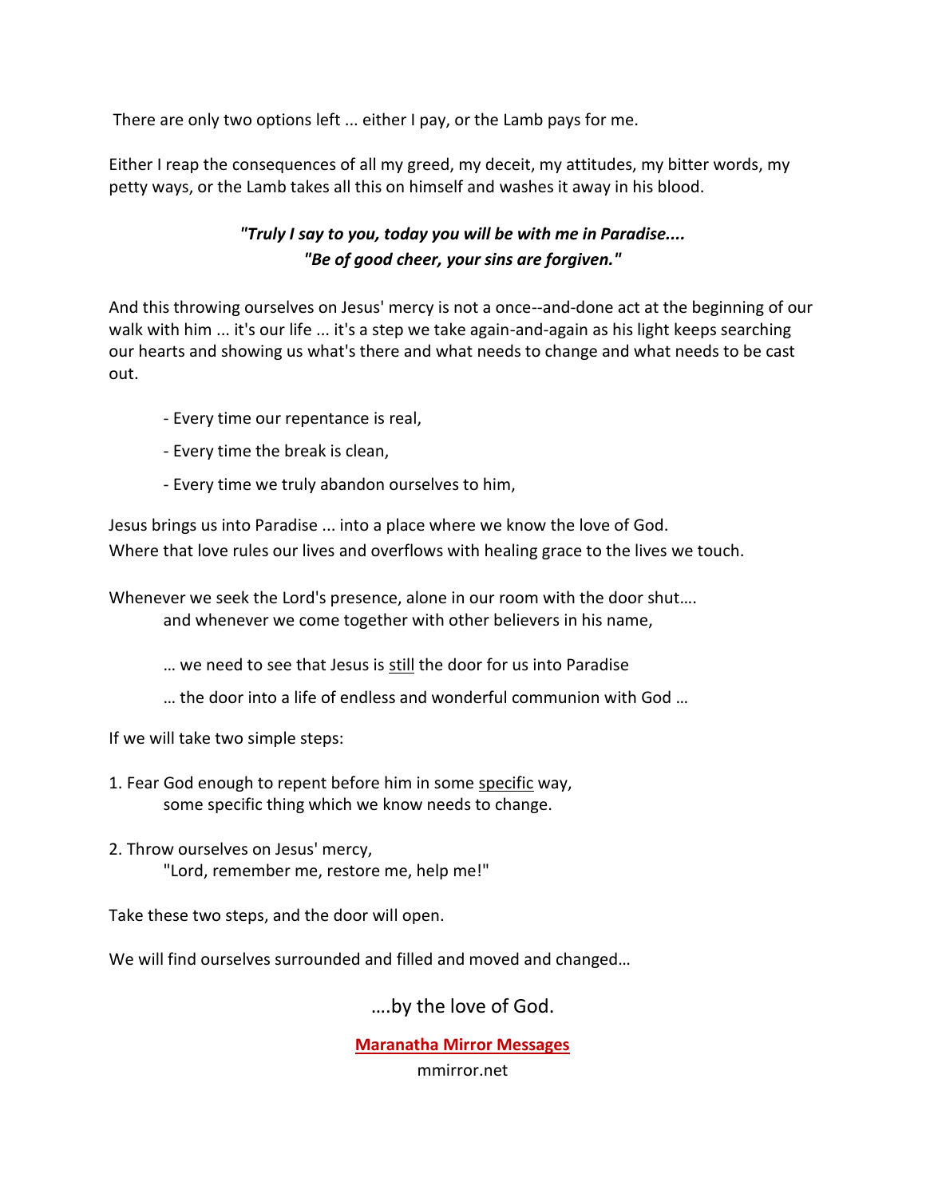There are only two options left ... either I pay, or the Lamb pays for me.

Either I reap the consequences of all my greed, my deceit, my attitudes, my bitter words, my petty ways, or the Lamb takes all this on himself and washes it away in his blood.

***"Truly I say to you, today you will be with me in Paradise....***
***"Be of good cheer, your sins are forgiven."***

And this throwing ourselves on Jesus' mercy is not a once--and-done act at the beginning of our walk with him ... it's our life ... it's a step we take again-and-again as his light keeps searching our hearts and showing us what's there and what needs to change and what needs to be cast out.

- Every time our repentance is real,
- Every time the break is clean,
- Every time we truly abandon ourselves to him,

Jesus brings us into Paradise ... into a place where we know the love of God.
Where that love rules our lives and overflows with healing grace to the lives we touch.

Whenever we seek the Lord's presence, alone in our room with the door shut….
and whenever we come together with other believers in his name,

… we need to see that Jesus is <u>still</u> the door for us into Paradise

… the door into a life of endless and wonderful communion with God …

If we will take two simple steps:

1. Fear God enough to repent before him in some <u>specific</u> way,
   some specific thing which we know needs to change.

2. Throw ourselves on Jesus' mercy,
   "Lord, remember me, restore me, help me!"

Take these two steps, and the door will open.

We will find ourselves surrounded and filled and moved and changed…

….by the love of God.

**Maranatha Mirror Messages**

mmirror.net